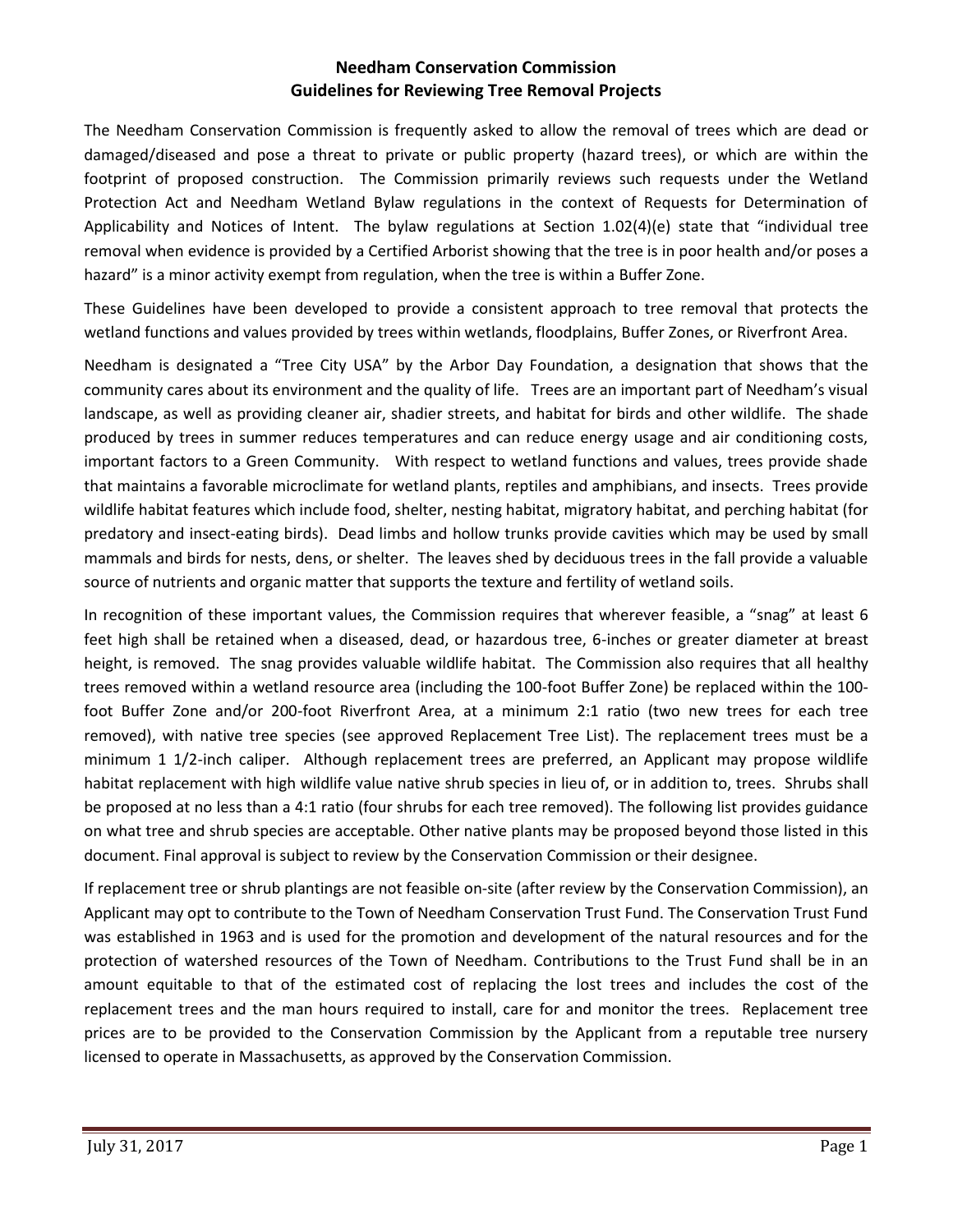# Needham Conservation Commission
## Guidelines for Reviewing Tree Removal Projects

The Needham Conservation Commission is frequently asked to allow the removal of trees which are dead or damaged/diseased and pose a threat to private or public property (hazard trees), or which are within the footprint of proposed construction. The Commission primarily reviews such requests under the Wetland Protection Act and Needham Wetland Bylaw regulations in the context of Requests for Determination of Applicability and Notices of Intent. The bylaw regulations at Section 1.02(4)(e) state that "individual tree removal when evidence is provided by a Certified Arborist showing that the tree is in poor health and/or poses a hazard" is a minor activity exempt from regulation, when the tree is within a Buffer Zone.

These Guidelines have been developed to provide a consistent approach to tree removal that protects the wetland functions and values provided by trees within wetlands, floodplains, Buffer Zones, or Riverfront Area.

Needham is designated a "Tree City USA" by the Arbor Day Foundation, a designation that shows that the community cares about its environment and the quality of life. Trees are an important part of Needham's visual landscape, as well as providing cleaner air, shadier streets, and habitat for birds and other wildlife. The shade produced by trees in summer reduces temperatures and can reduce energy usage and air conditioning costs, important factors to a Green Community. With respect to wetland functions and values, trees provide shade that maintains a favorable microclimate for wetland plants, reptiles and amphibians, and insects. Trees provide wildlife habitat features which include food, shelter, nesting habitat, migratory habitat, and perching habitat (for predatory and insect-eating birds). Dead limbs and hollow trunks provide cavities which may be used by small mammals and birds for nests, dens, or shelter. The leaves shed by deciduous trees in the fall provide a valuable source of nutrients and organic matter that supports the texture and fertility of wetland soils.

In recognition of these important values, the Commission requires that wherever feasible, a "snag" at least 6 feet high shall be retained when a diseased, dead, or hazardous tree, 6-inches or greater diameter at breast height, is removed. The snag provides valuable wildlife habitat. The Commission also requires that all healthy trees removed within a wetland resource area (including the 100-foot Buffer Zone) be replaced within the 100-foot Buffer Zone and/or 200-foot Riverfront Area, at a minimum 2:1 ratio (two new trees for each tree removed), with native tree species (see approved Replacement Tree List). The replacement trees must be a minimum 1 1/2-inch caliper. Although replacement trees are preferred, an Applicant may propose wildlife habitat replacement with high wildlife value native shrub species in lieu of, or in addition to, trees. Shrubs shall be proposed at no less than a 4:1 ratio (four shrubs for each tree removed). The following list provides guidance on what tree and shrub species are acceptable. Other native plants may be proposed beyond those listed in this document. Final approval is subject to review by the Conservation Commission or their designee.

If replacement tree or shrub plantings are not feasible on-site (after review by the Conservation Commission), an Applicant may opt to contribute to the Town of Needham Conservation Trust Fund. The Conservation Trust Fund was established in 1963 and is used for the promotion and development of the natural resources and for the protection of watershed resources of the Town of Needham. Contributions to the Trust Fund shall be in an amount equitable to that of the estimated cost of replacing the lost trees and includes the cost of the replacement trees and the man hours required to install, care for and monitor the trees. Replacement tree prices are to be provided to the Conservation Commission by the Applicant from a reputable tree nursery licensed to operate in Massachusetts, as approved by the Conservation Commission.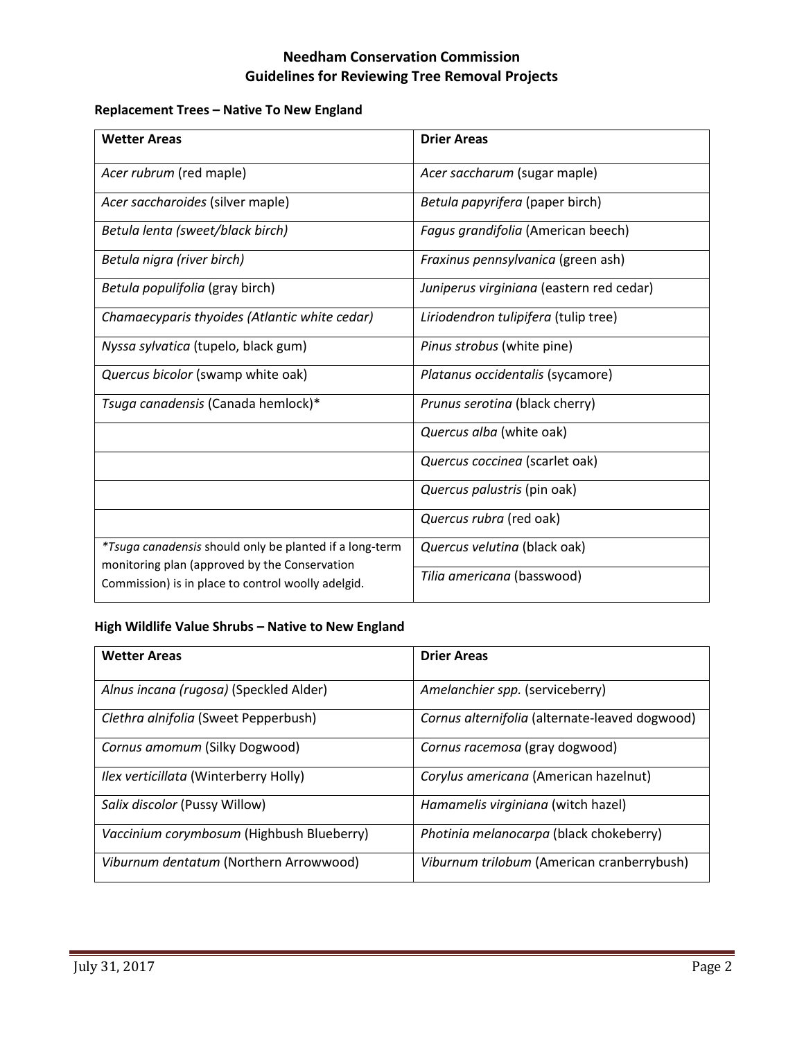## Needham Conservation Commission
## Guidelines for Reviewing Tree Removal Projects

### Replacement Trees – Native To New England

| Wetter Areas | Drier Areas |
|---|---|
| *Acer rubrum* (red maple) | *Acer saccharum* (sugar maple) |
| *Acer saccharoides* (silver maple) | *Betula papyrifera* (paper birch) |
| *Betula lenta (sweet/black birch)* | *Fagus grandifolia* (American beech) |
| *Betula nigra (river birch)* | *Fraxinus pennsylvanica* (green ash) |
| *Betula populifolia* (gray birch) | *Juniperus virginiana* (eastern red cedar) |
| *Chamaecyparis thyoides (Atlantic white cedar)* | *Liriodendron tulipifera* (tulip tree) |
| *Nyssa sylvatica* (tupelo, black gum) | *Pinus strobus* (white pine) |
| *Quercus bicolor* (swamp white oak) | *Platanus occidentalis* (sycamore) |
| *Tsuga canadensis* (Canada hemlock)* | *Prunus serotina* (black cherry) |
| | *Quercus alba* (white oak) |
| | *Quercus coccinea* (scarlet oak) |
| | *Quercus palustris* (pin oak) |
| | *Quercus rubra* (red oak) |
| **Tsuga canadensis* should only be planted if a long-term monitoring plan (approved by the Conservation Commission) is in place to control woolly adelgid. | *Quercus velutina* (black oak) |
| | *Tilia americana* (basswood) |

### High Wildlife Value Shrubs – Native to New England

| Wetter Areas | Drier Areas |
|---|---|
| *Alnus incana (rugosa)* (Speckled Alder) | *Amelanchier spp.* (serviceberry) |
| *Clethra alnifolia* (Sweet Pepperbush) | *Cornus alternifolia* (alternate-leaved dogwood) |
| *Cornus amomum* (Silky Dogwood) | *Cornus racemosa* (gray dogwood) |
| *Ilex verticillata* (Winterberry Holly) | *Corylus americana* (American hazelnut) |
| *Salix discolor* (Pussy Willow) | *Hamamelis virginiana* (witch hazel) |
| *Vaccinium corymbosum* (Highbush Blueberry) | *Photinia melanocarpa* (black chokeberry) |
| *Viburnum dentatum* (Northern Arrowwood) | *Viburnum trilobum* (American cranberrybush) |

July 31, 2017